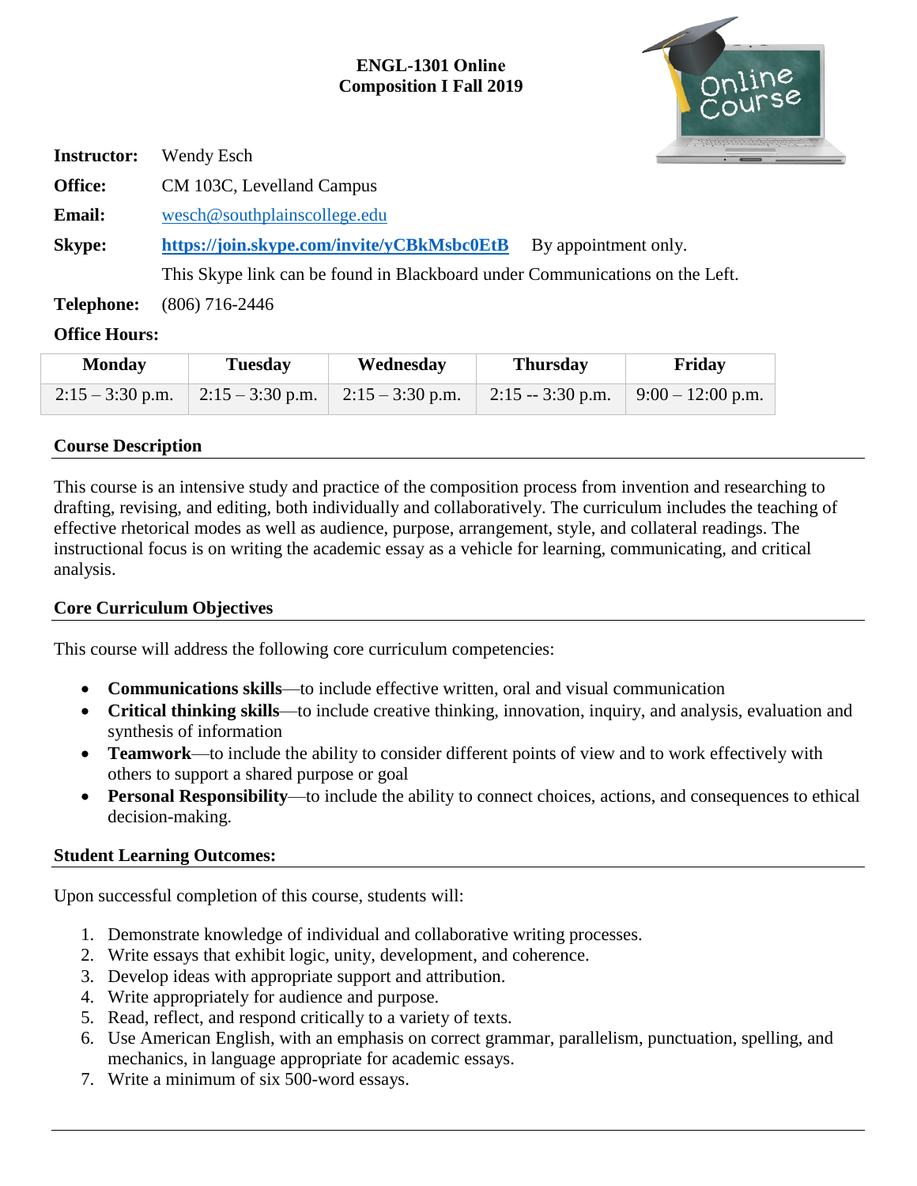# ENGL-1301 Online
# Composition I Fall 2019

**Instructor:** Wendy Esch

**Office:** CM 103C, Levelland Campus

**Email:** wesch@southplainscollege.edu

**Skype:** **https://join.skype.com/invite/yCBkMsbc0EtB** By appointment only.

This Skype link can be found in Blackboard under Communications on the Left.

**Telephone:** (806) 716-2446

**Office Hours:**

| Monday | Tuesday | Wednesday | Thursday | Friday |
|---|---|---|---|---|
| 2:15 – 3:30 p.m. | 2:15 – 3:30 p.m. | 2:15 – 3:30 p.m. | 2:15 -- 3:30 p.m. | 9:00 – 12:00 p.m. |

## Course Description

This course is an intensive study and practice of the composition process from invention and researching to drafting, revising, and editing, both individually and collaboratively. The curriculum includes the teaching of effective rhetorical modes as well as audience, purpose, arrangement, style, and collateral readings. The instructional focus is on writing the academic essay as a vehicle for learning, communicating, and critical analysis.

## Core Curriculum Objectives

This course will address the following core curriculum competencies:

- **Communications skills**—to include effective written, oral and visual communication
- **Critical thinking skills**—to include creative thinking, innovation, inquiry, and analysis, evaluation and synthesis of information
- **Teamwork**—to include the ability to consider different points of view and to work effectively with others to support a shared purpose or goal
- **Personal Responsibility**—to include the ability to connect choices, actions, and consequences to ethical decision-making.

## Student Learning Outcomes:

Upon successful completion of this course, students will:

1. Demonstrate knowledge of individual and collaborative writing processes.
2. Write essays that exhibit logic, unity, development, and coherence.
3. Develop ideas with appropriate support and attribution.
4. Write appropriately for audience and purpose.
5. Read, reflect, and respond critically to a variety of texts.
6. Use American English, with an emphasis on correct grammar, parallelism, punctuation, spelling, and mechanics, in language appropriate for academic essays.
7. Write a minimum of six 500-word essays.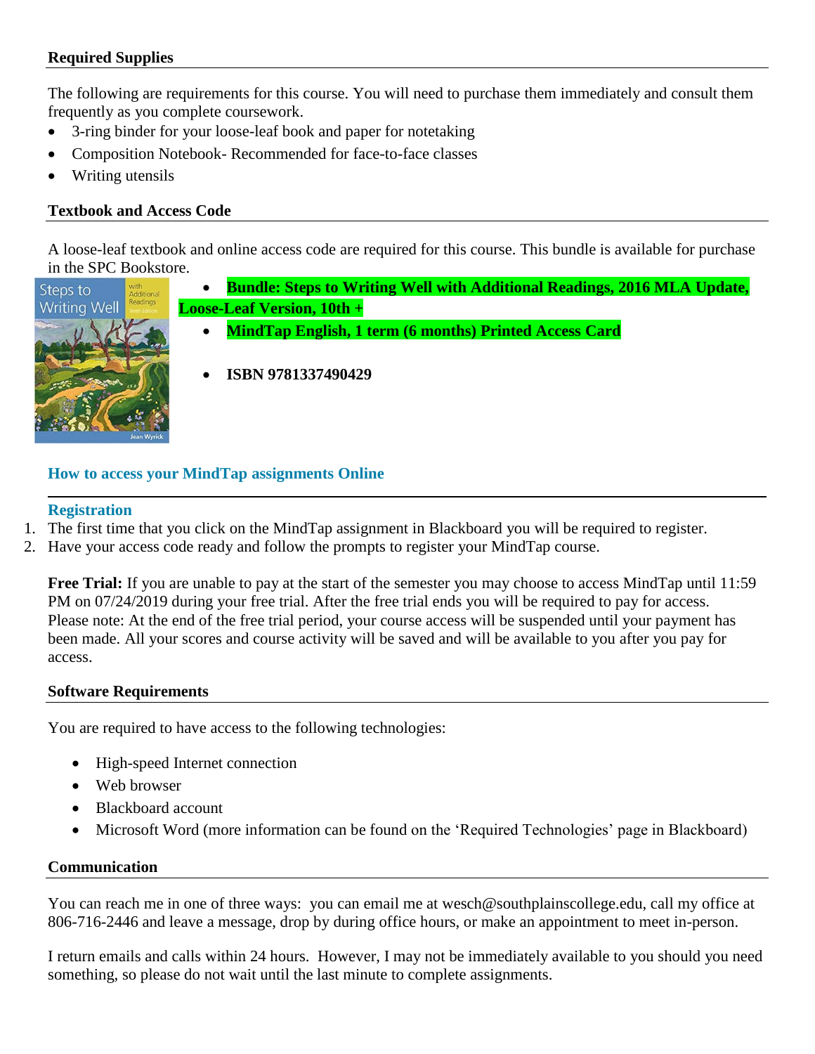## Required Supplies

The following are requirements for this course. You will need to purchase them immediately and consult them frequently as you complete coursework.

- 3-ring binder for your loose-leaf book and paper for notetaking
- Composition Notebook- Recommended for face-to-face classes
- Writing utensils

## Textbook and Access Code

A loose-leaf textbook and online access code are required for this course. This bundle is available for purchase in the SPC Bookstore.

- **Bundle: Steps to Writing Well with Additional Readings, 2016 MLA Update, Loose-Leaf Version, 10th +**
- **MindTap English, 1 term (6 months) Printed Access Card**
- **ISBN 9781337490429**

### How to access your MindTap assignments Online

#### Registration

1. The first time that you click on the MindTap assignment in Blackboard you will be required to register.
2. Have your access code ready and follow the prompts to register your MindTap course.

**Free Trial:** If you are unable to pay at the start of the semester you may choose to access MindTap until 11:59 PM on 07/24/2019 during your free trial. After the free trial ends you will be required to pay for access. Please note: At the end of the free trial period, your course access will be suspended until your payment has been made. All your scores and course activity will be saved and will be available to you after you pay for access.

## Software Requirements

You are required to have access to the following technologies:

- High-speed Internet connection
- Web browser
- Blackboard account
- Microsoft Word (more information can be found on the 'Required Technologies' page in Blackboard)

## Communication

You can reach me in one of three ways: you can email me at wesch@southplainscollege.edu, call my office at 806-716-2446 and leave a message, drop by during office hours, or make an appointment to meet in-person.

I return emails and calls within 24 hours. However, I may not be immediately available to you should you need something, so please do not wait until the last minute to complete assignments.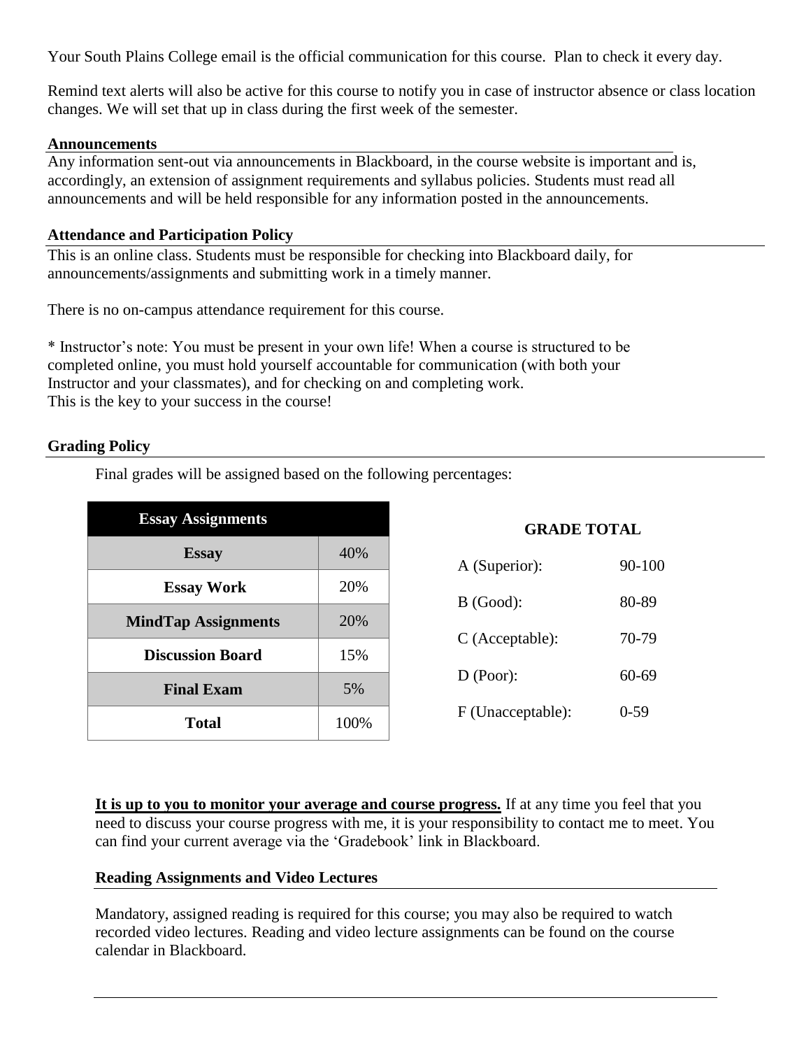Your South Plains College email is the official communication for this course. Plan to check it every day.

Remind text alerts will also be active for this course to notify you in case of instructor absence or class location changes. We will set that up in class during the first week of the semester.

### Announcements

Any information sent-out via announcements in Blackboard, in the course website is important and is, accordingly, an extension of assignment requirements and syllabus policies. Students must read all announcements and will be held responsible for any information posted in the announcements.

### Attendance and Participation Policy

This is an online class. Students must be responsible for checking into Blackboard daily, for announcements/assignments and submitting work in a timely manner.

There is no on-campus attendance requirement for this course.

* Instructor's note: You must be present in your own life! When a course is structured to be completed online, you must hold yourself accountable for communication (with both your Instructor and your classmates), and for checking on and completing work.
This is the key to your success in the course!

### Grading Policy

Final grades will be assigned based on the following percentages:

| Essay Assignments | |
|---|---|
| **Essay** | 40% |
| **Essay Work** | 20% |
| **MindTap Assignments** | 20% |
| **Discussion Board** | 15% |
| **Final Exam** | 5% |
| **Total** | 100% |

**GRADE TOTAL**

| | |
|---|---|
| A (Superior): | 90-100 |
| B (Good): | 80-89 |
| C (Acceptable): | 70-79 |
| D (Poor): | 60-69 |
| F (Unacceptable): | 0-59 |

**It is up to you to monitor your average and course progress.** If at any time you feel that you need to discuss your course progress with me, it is your responsibility to contact me to meet. You can find your current average via the 'Gradebook' link in Blackboard.

### Reading Assignments and Video Lectures

Mandatory, assigned reading is required for this course; you may also be required to watch recorded video lectures. Reading and video lecture assignments can be found on the course calendar in Blackboard.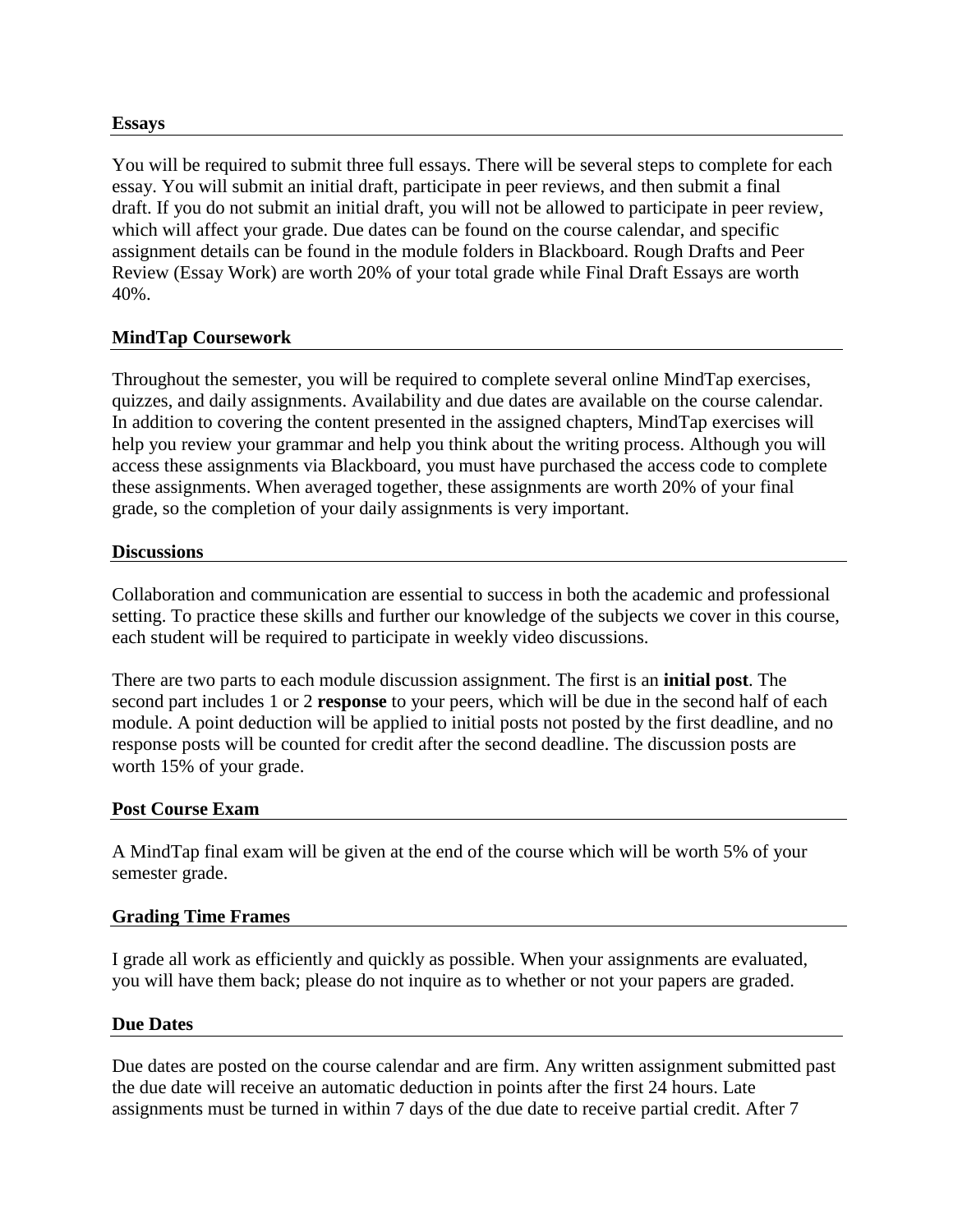### Essays

You will be required to submit three full essays. There will be several steps to complete for each essay. You will submit an initial draft, participate in peer reviews, and then submit a final draft. If you do not submit an initial draft, you will not be allowed to participate in peer review, which will affect your grade. Due dates can be found on the course calendar, and specific assignment details can be found in the module folders in Blackboard. Rough Drafts and Peer Review (Essay Work) are worth 20% of your total grade while Final Draft Essays are worth 40%.

### MindTap Coursework

Throughout the semester, you will be required to complete several online MindTap exercises, quizzes, and daily assignments. Availability and due dates are available on the course calendar. In addition to covering the content presented in the assigned chapters, MindTap exercises will help you review your grammar and help you think about the writing process. Although you will access these assignments via Blackboard, you must have purchased the access code to complete these assignments. When averaged together, these assignments are worth 20% of your final grade, so the completion of your daily assignments is very important.

### Discussions

Collaboration and communication are essential to success in both the academic and professional setting. To practice these skills and further our knowledge of the subjects we cover in this course, each student will be required to participate in weekly video discussions.

There are two parts to each module discussion assignment. The first is an **initial post**. The second part includes 1 or 2 **response** to your peers, which will be due in the second half of each module. A point deduction will be applied to initial posts not posted by the first deadline, and no response posts will be counted for credit after the second deadline. The discussion posts are worth 15% of your grade.

### Post Course Exam

A MindTap final exam will be given at the end of the course which will be worth 5% of your semester grade.

### Grading Time Frames

I grade all work as efficiently and quickly as possible. When your assignments are evaluated, you will have them back; please do not inquire as to whether or not your papers are graded.

### Due Dates

Due dates are posted on the course calendar and are firm. Any written assignment submitted past the due date will receive an automatic deduction in points after the first 24 hours. Late assignments must be turned in within 7 days of the due date to receive partial credit. After 7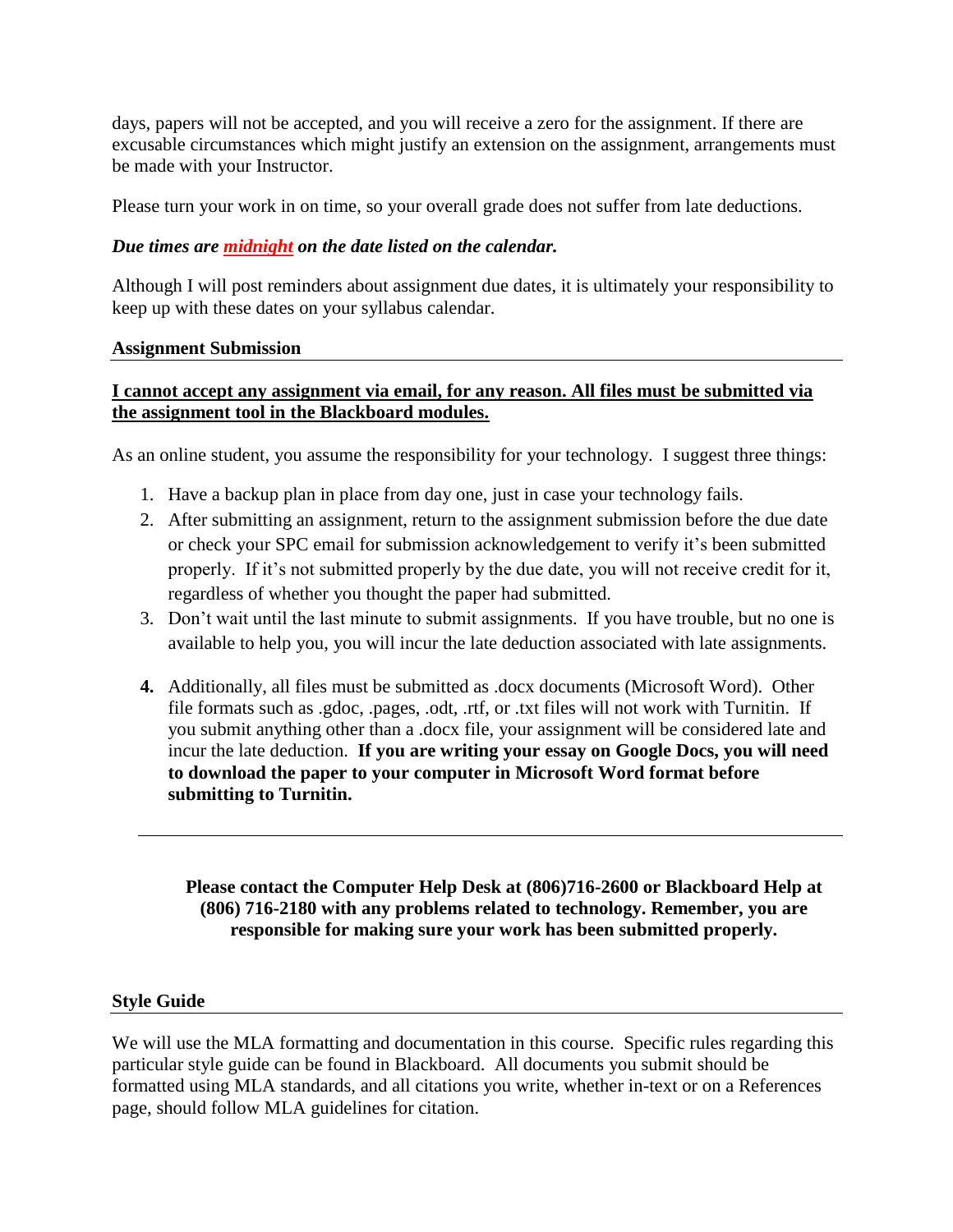days, papers will not be accepted, and you will receive a zero for the assignment. If there are excusable circumstances which might justify an extension on the assignment, arrangements must be made with your Instructor.

Please turn your work in on time, so your overall grade does not suffer from late deductions.

***Due times are midnight on the date listed on the calendar.***

Although I will post reminders about assignment due dates, it is ultimately your responsibility to keep up with these dates on your syllabus calendar.

### Assignment Submission

**I cannot accept any assignment via email, for any reason. All files must be submitted via the assignment tool in the Blackboard modules.**

As an online student, you assume the responsibility for your technology. I suggest three things:

1. Have a backup plan in place from day one, just in case your technology fails.
2. After submitting an assignment, return to the assignment submission before the due date or check your SPC email for submission acknowledgement to verify it's been submitted properly. If it's not submitted properly by the due date, you will not receive credit for it, regardless of whether you thought the paper had submitted.
3. Don't wait until the last minute to submit assignments. If you have trouble, but no one is available to help you, you will incur the late deduction associated with late assignments.
4. Additionally, all files must be submitted as .docx documents (Microsoft Word). Other file formats such as .gdoc, .pages, .odt, .rtf, or .txt files will not work with Turnitin. If you submit anything other than a .docx file, your assignment will be considered late and incur the late deduction. **If you are writing your essay on Google Docs, you will need to download the paper to your computer in Microsoft Word format before submitting to Turnitin.**

---

**Please contact the Computer Help Desk at (806)716-2600 or Blackboard Help at (806) 716-2180 with any problems related to technology. Remember, you are responsible for making sure your work has been submitted properly.**

### Style Guide

We will use the MLA formatting and documentation in this course. Specific rules regarding this particular style guide can be found in Blackboard. All documents you submit should be formatted using MLA standards, and all citations you write, whether in-text or on a References page, should follow MLA guidelines for citation.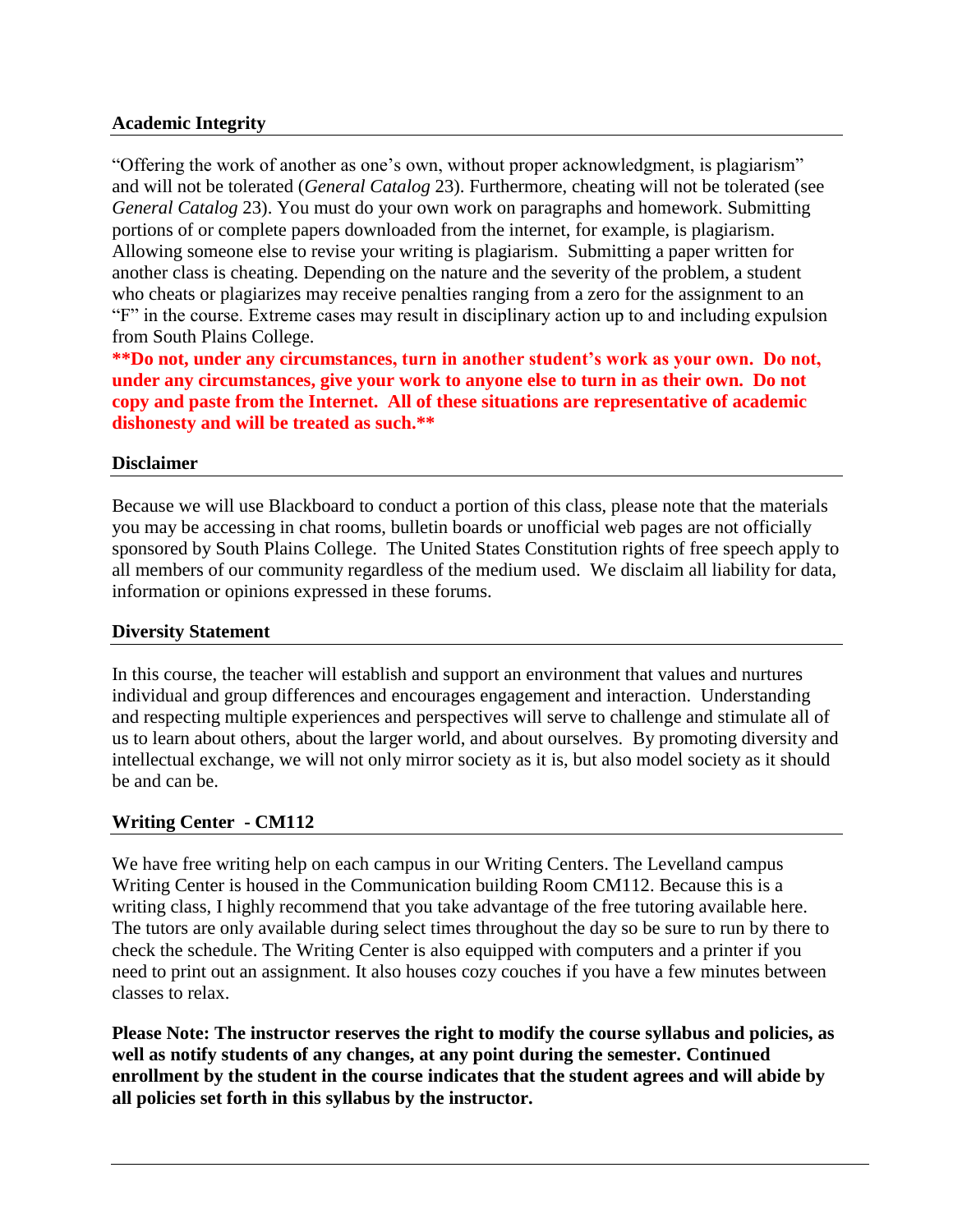## Academic Integrity

"Offering the work of another as one's own, without proper acknowledgment, is plagiarism" and will not be tolerated (*General Catalog* 23). Furthermore, cheating will not be tolerated (see *General Catalog* 23). You must do your own work on paragraphs and homework. Submitting portions of or complete papers downloaded from the internet, for example, is plagiarism. Allowing someone else to revise your writing is plagiarism. Submitting a paper written for another class is cheating. Depending on the nature and the severity of the problem, a student who cheats or plagiarizes may receive penalties ranging from a zero for the assignment to an "F" in the course. Extreme cases may result in disciplinary action up to and including expulsion from South Plains College.

**\*\*Do not, under any circumstances, turn in another student's work as your own. Do not, under any circumstances, give your work to anyone else to turn in as their own. Do not copy and paste from the Internet. All of these situations are representative of academic dishonesty and will be treated as such.\*\***

## Disclaimer

Because we will use Blackboard to conduct a portion of this class, please note that the materials you may be accessing in chat rooms, bulletin boards or unofficial web pages are not officially sponsored by South Plains College. The United States Constitution rights of free speech apply to all members of our community regardless of the medium used. We disclaim all liability for data, information or opinions expressed in these forums.

## Diversity Statement

In this course, the teacher will establish and support an environment that values and nurtures individual and group differences and encourages engagement and interaction. Understanding and respecting multiple experiences and perspectives will serve to challenge and stimulate all of us to learn about others, about the larger world, and about ourselves. By promoting diversity and intellectual exchange, we will not only mirror society as it is, but also model society as it should be and can be.

## Writing Center - CM112

We have free writing help on each campus in our Writing Centers. The Levelland campus Writing Center is housed in the Communication building Room CM112. Because this is a writing class, I highly recommend that you take advantage of the free tutoring available here. The tutors are only available during select times throughout the day so be sure to run by there to check the schedule. The Writing Center is also equipped with computers and a printer if you need to print out an assignment. It also houses cozy couches if you have a few minutes between classes to relax.

**Please Note: The instructor reserves the right to modify the course syllabus and policies, as well as notify students of any changes, at any point during the semester. Continued enrollment by the student in the course indicates that the student agrees and will abide by all policies set forth in this syllabus by the instructor.**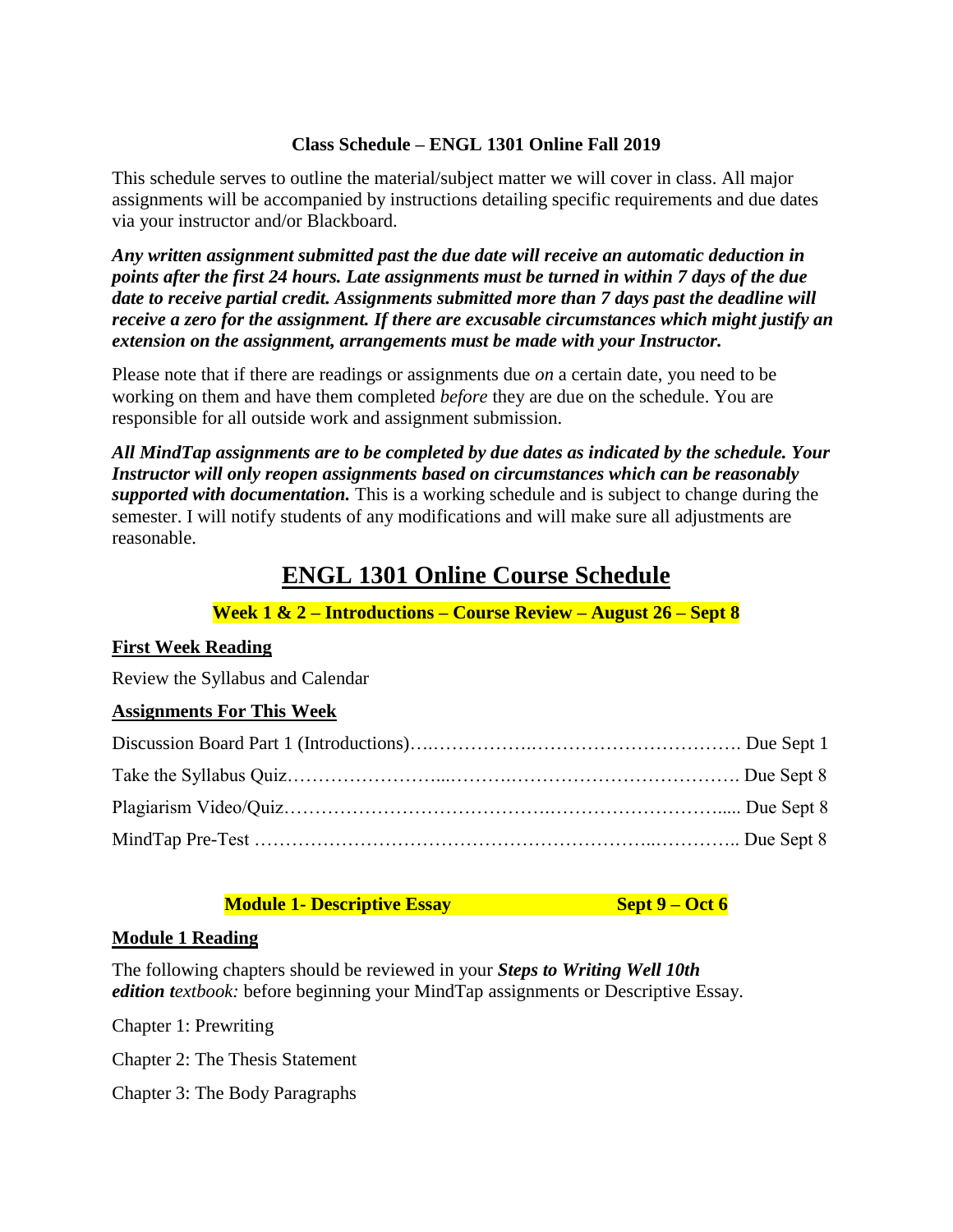**Class Schedule – ENGL 1301 Online Fall 2019**

This schedule serves to outline the material/subject matter we will cover in class. All major assignments will be accompanied by instructions detailing specific requirements and due dates via your instructor and/or Blackboard.

***Any written assignment submitted past the due date will receive an automatic deduction in points after the first 24 hours. Late assignments must be turned in within 7 days of the due date to receive partial credit. Assignments submitted more than 7 days past the deadline will receive a zero for the assignment. If there are excusable circumstances which might justify an extension on the assignment, arrangements must be made with your Instructor.***

Please note that if there are readings or assignments due *on* a certain date, you need to be working on them and have them completed *before* they are due on the schedule. You are responsible for all outside work and assignment submission.

***All MindTap assignments are to be completed by due dates as indicated by the schedule. Your Instructor will only reopen assignments based on circumstances which can be reasonably supported with documentation.*** This is a working schedule and is subject to change during the semester. I will notify students of any modifications and will make sure all adjustments are reasonable.

# ENGL 1301 Online Course Schedule

## Week 1 & 2 – Introductions – Course Review – August 26 – Sept 8

**First Week Reading**

Review the Syllabus and Calendar

**Assignments For This Week**

Discussion Board Part 1 (Introductions)………………………………………………. Due Sept 1

Take the Syllabus Quiz……………………………………………………………………. Due Sept 8

Plagiarism Video/Quiz…………………………………………………………………..... Due Sept 8

MindTap Pre-Test ………………………………………………………………………….. Due Sept 8

## Module 1- Descriptive Essay Sept 9 – Oct 6

**Module 1 Reading**

The following chapters should be reviewed in your ***Steps to Writing Well 10th edition t****extbook:* before beginning your MindTap assignments or Descriptive Essay.

Chapter 1: Prewriting

Chapter 2: The Thesis Statement

Chapter 3: The Body Paragraphs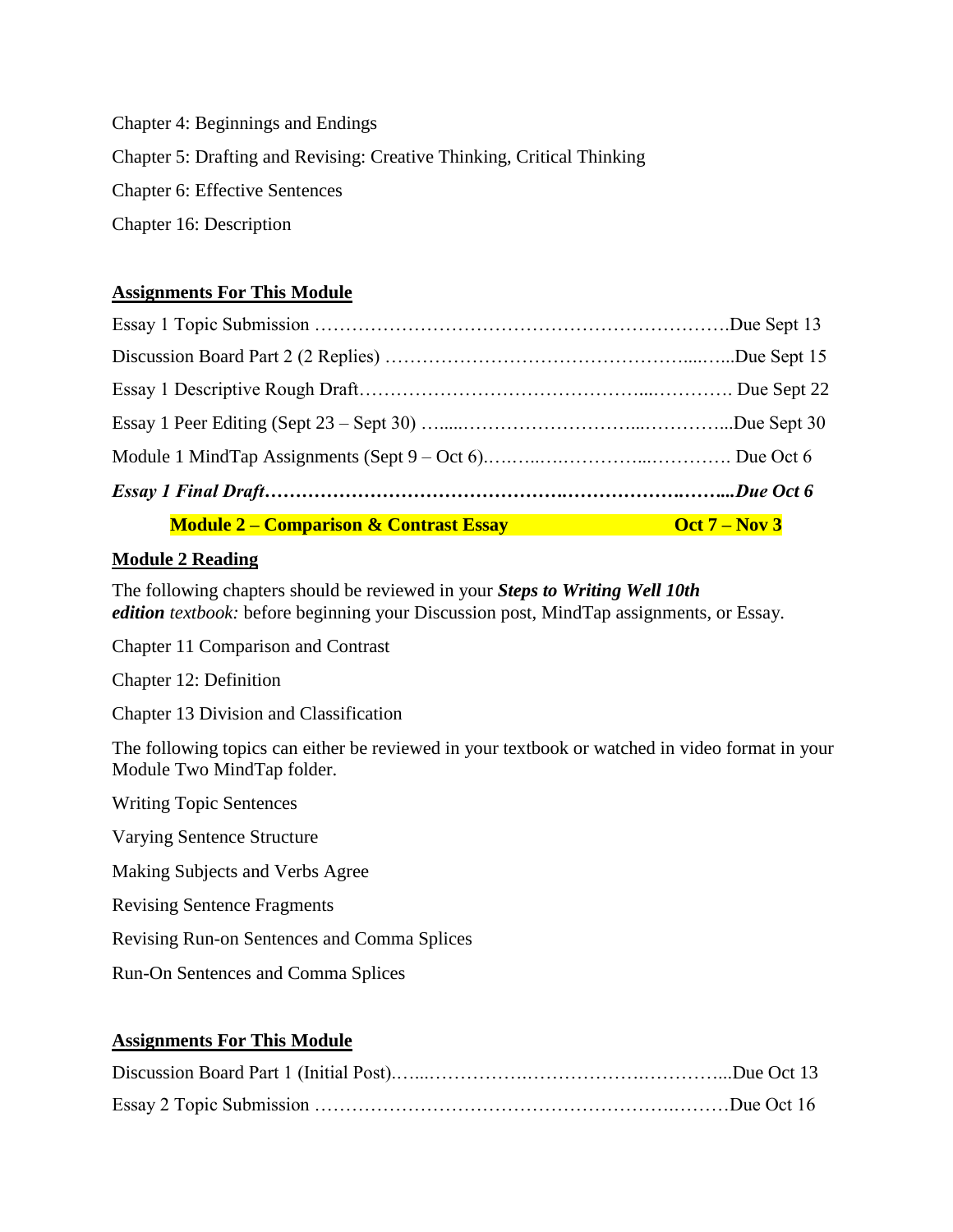Chapter 4: Beginnings and Endings

Chapter 5: Drafting and Revising: Creative Thinking, Critical Thinking

Chapter 6: Effective Sentences

Chapter 16: Description

**Assignments For This Module**

Essay 1 Topic Submission ……………………………………………………………Due Sept 13

Discussion Board Part 2 (2 Replies) ………………………………………….....…...Due Sept 15

Essay 1 Descriptive Rough Draft……………………………………...…………. Due Sept 22

Essay 1 Peer Editing (Sept 23 – Sept 30) …....………………………...…………...Due Sept 30

Module 1 MindTap Assignments (Sept 9 – Oct 6).……..….…………...…………. Due Oct 6

***Essay 1 Final Draft…………………………………….……………….……...Due Oct 6***

**Module 2 – Comparison & Contrast Essay — Oct 7 – Nov 3**

**Module 2 Reading**

The following chapters should be reviewed in your ***Steps to Writing Well 10th edition*** *textbook:* before beginning your Discussion post, MindTap assignments, or Essay.

Chapter 11 Comparison and Contrast

Chapter 12: Definition

Chapter 13 Division and Classification

The following topics can either be reviewed in your textbook or watched in video format in your Module Two MindTap folder.

Writing Topic Sentences

Varying Sentence Structure

Making Subjects and Verbs Agree

Revising Sentence Fragments

Revising Run-on Sentences and Comma Splices

Run-On Sentences and Comma Splices

**Assignments For This Module**

Discussion Board Part 1 (Initial Post).…...…………….…………….…………...Due Oct 13

Essay 2 Topic Submission ……………………………………………….………Due Oct 16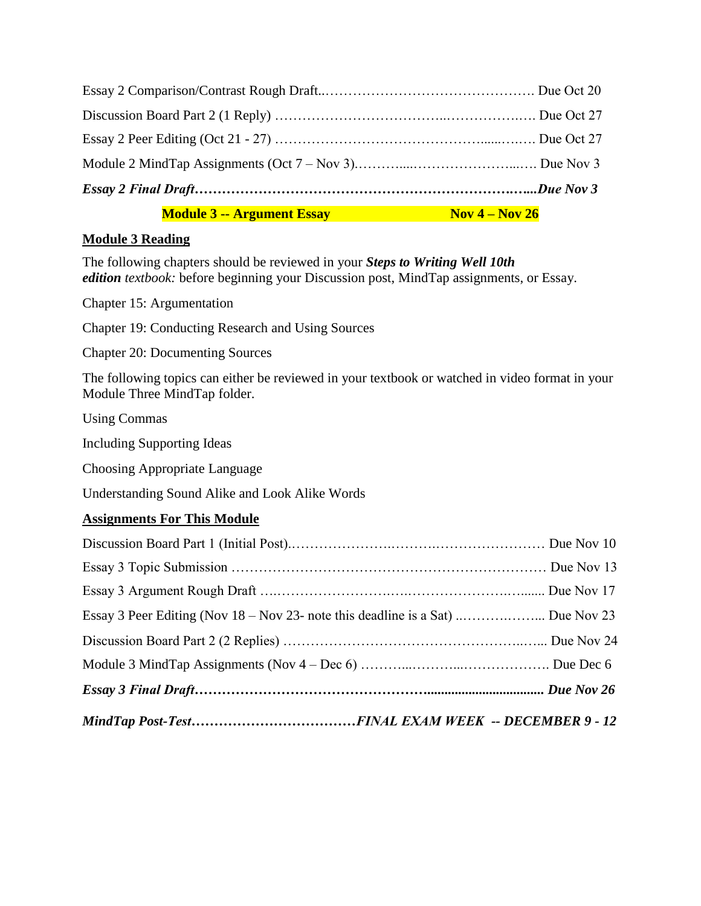Essay 2 Comparison/Contrast Rough Draft……………………………………………. Due Oct 20

Discussion Board Part 2 (1 Reply) ………………………………..……………..…. Due Oct 27

Essay 2 Peer Editing (Oct 21 - 27) ………………………………………......….…. Due Oct 27

Module 2 MindTap Assignments (Oct 7 – Nov 3).………....……………………...…. Due Nov 3

***Essay 2 Final Draft……………………………………………………………..…...Due Nov 3***

**Module 3 -- Argument Essay Nov 4 – Nov 26**

**Module 3 Reading**

The following chapters should be reviewed in your ***Steps to Writing Well 10th edition*** *textbook:* before beginning your Discussion post, MindTap assignments, or Essay.

Chapter 15: Argumentation

Chapter 19: Conducting Research and Using Sources

Chapter 20: Documenting Sources

The following topics can either be reviewed in your textbook or watched in video format in your Module Three MindTap folder.

Using Commas

Including Supporting Ideas

Choosing Appropriate Language

Understanding Sound Alike and Look Alike Words

**Assignments For This Module**

Discussion Board Part 1 (Initial Post).…………………..……….…………………… Due Nov 10

Essay 3 Topic Submission …………………………………………………………… Due Nov 13

Essay 3 Argument Rough Draft ….……………………….…..……………………..…...... Due Nov 17

Essay 3 Peer Editing (Nov 18 – Nov 23- note this deadline is a Sat) ..……….……... Due Nov 23

Discussion Board Part 2 (2 Replies) …………………………………………..…... Due Nov 24

Module 3 MindTap Assignments (Nov 4 – Dec 6) ………...………...………………. Due Dec 6

***Essay 3 Final Draft…………………………………………................................... Due Nov 26***

***MindTap Post-Test………………………………FINAL EXAM WEEK -- DECEMBER 9 - 12***